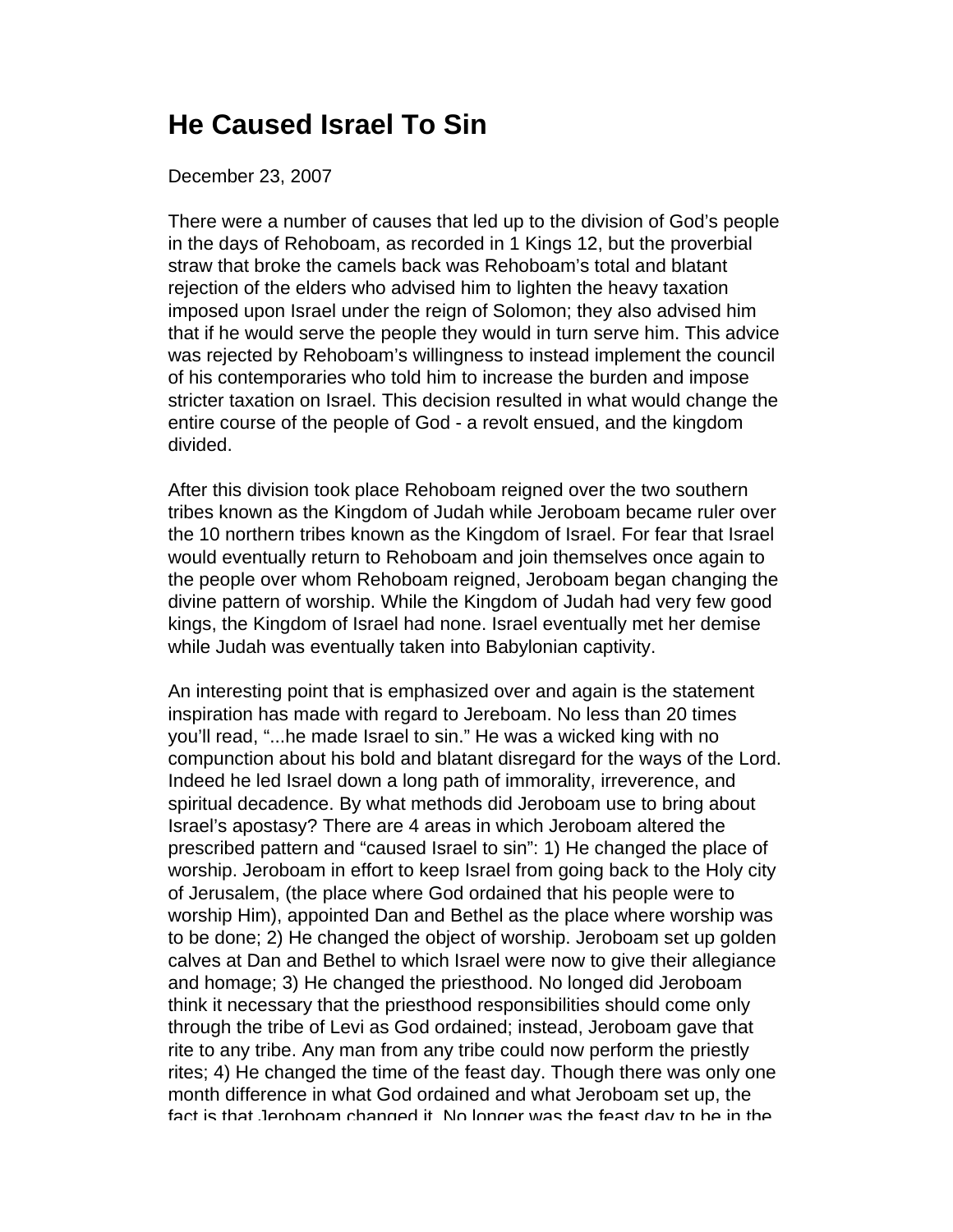# He Caused Israel To Sin

December 23, 2007

There were a number of causes that led up to the division of God's people in the days of Rehoboam, as recorded in 1 Kings 12, but the proverbial straw that broke the camels back was Rehoboam's total and blatant rejection of the elders who advised him to lighten the heavy taxation imposed upon Israel under the reign of Solomon; they also advised him that if he would serve the people they would in turn serve him. This advice was rejected by Rehoboam's willingness to instead implement the council of his contemporaries who told him to increase the burden and impose stricter taxation on Israel. This decision resulted in what would change the entire course of the people of God - a revolt ensued, and the kingdom divided.

After this division took place Rehoboam reigned over the two southern tribes known as the Kingdom of Judah while Jeroboam became ruler over the 10 northern tribes known as the Kingdom of Israel. For fear that Israel would eventually return to Rehoboam and join themselves once again to the people over whom Rehoboam reigned, Jeroboam began changing the divine pattern of worship. While the Kingdom of Judah had very few good kings, the Kingdom of Israel had none. Israel eventually met her demise while Judah was eventually taken into Babylonian captivity.

An interesting point that is emphasized over and again is the statement inspiration has made with regard to Jereboam. No less than 20 times you'll read, "...he made Israel to sin." He was a wicked king with no compunction about his bold and blatant disregard for the ways of the Lord. Indeed he led Israel down a long path of immorality, irreverence, and spiritual decadence. By what methods did Jeroboam use to bring about Israel's apostasy? There are 4 areas in which Jeroboam altered the prescribed pattern and "caused Israel to sin": 1) He changed the place of worship. Jeroboam in effort to keep Israel from going back to the Holy city of Jerusalem, (the place where God ordained that his people were to worship Him), appointed Dan and Bethel as the place where worship was to be done; 2) He changed the object of worship. Jeroboam set up golden calves at Dan and Bethel to which Israel were now to give their allegiance and homage; 3) He changed the priesthood. No longed did Jeroboam think it necessary that the priesthood responsibilities should come only through the tribe of Levi as God ordained; instead, Jeroboam gave that rite to any tribe. Any man from any tribe could now perform the priestly rites; 4) He changed the time of the feast day. Though there was only one month difference in what God ordained and what Jeroboam set up, the fact is that Jeroboam changed it. No longer was the feast day to be in the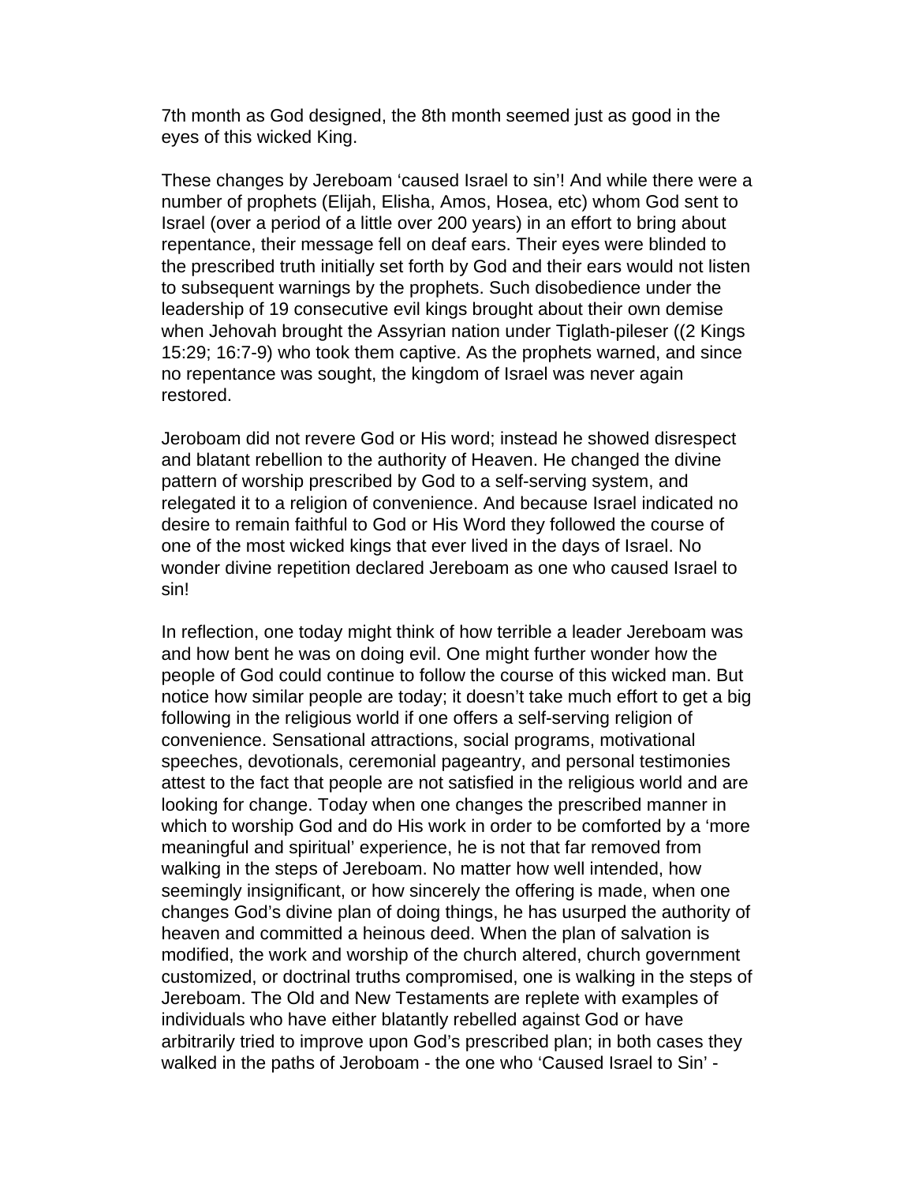7th month as God designed, the 8th month seemed just as good in the eyes of this wicked King.

These changes by Jereboam 'caused Israel to sin'! And while there were a number of prophets (Elijah, Elisha, Amos, Hosea, etc) whom God sent to Israel (over a period of a little over 200 years) in an effort to bring about repentance, their message fell on deaf ears. Their eyes were blinded to the prescribed truth initially set forth by God and their ears would not listen to subsequent warnings by the prophets. Such disobedience under the leadership of 19 consecutive evil kings brought about their own demise when Jehovah brought the Assyrian nation under Tiglath-pileser ((2 Kings 15:29; 16:7-9) who took them captive. As the prophets warned, and since no repentance was sought, the kingdom of Israel was never again restored.

Jeroboam did not revere God or His word; instead he showed disrespect and blatant rebellion to the authority of Heaven. He changed the divine pattern of worship prescribed by God to a self-serving system, and relegated it to a religion of convenience. And because Israel indicated no desire to remain faithful to God or His Word they followed the course of one of the most wicked kings that ever lived in the days of Israel. No wonder divine repetition declared Jereboam as one who caused Israel to sin!

In reflection, one today might think of how terrible a leader Jereboam was and how bent he was on doing evil. One might further wonder how the people of God could continue to follow the course of this wicked man. But notice how similar people are today; it doesn't take much effort to get a big following in the religious world if one offers a self-serving religion of convenience. Sensational attractions, social programs, motivational speeches, devotionals, ceremonial pageantry, and personal testimonies attest to the fact that people are not satisfied in the religious world and are looking for change. Today when one changes the prescribed manner in which to worship God and do His work in order to be comforted by a 'more meaningful and spiritual' experience, he is not that far removed from walking in the steps of Jereboam. No matter how well intended, how seemingly insignificant, or how sincerely the offering is made, when one changes God's divine plan of doing things, he has usurped the authority of heaven and committed a heinous deed. When the plan of salvation is modified, the work and worship of the church altered, church government customized, or doctrinal truths compromised, one is walking in the steps of Jereboam. The Old and New Testaments are replete with examples of individuals who have either blatantly rebelled against God or have arbitrarily tried to improve upon God's prescribed plan; in both cases they walked in the paths of Jeroboam - the one who 'Caused Israel to Sin' -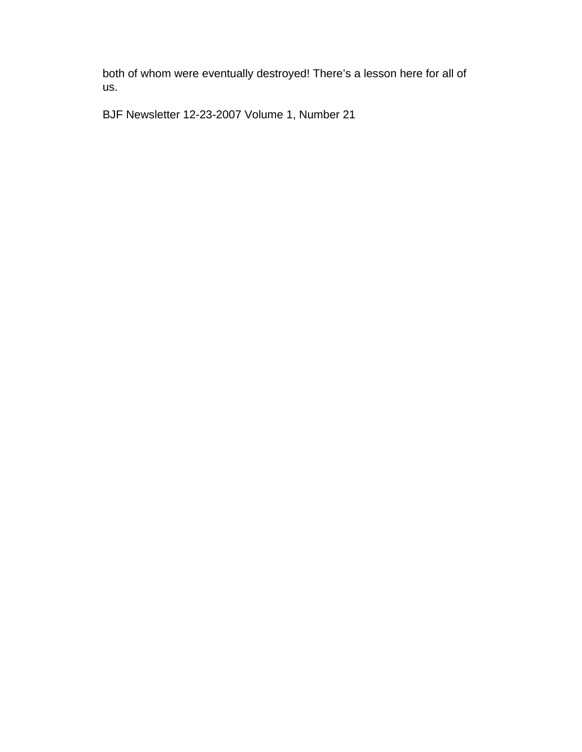both of whom were eventually destroyed! There's a lesson here for all of us.

BJF Newsletter 12-23-2007 Volume 1, Number 21